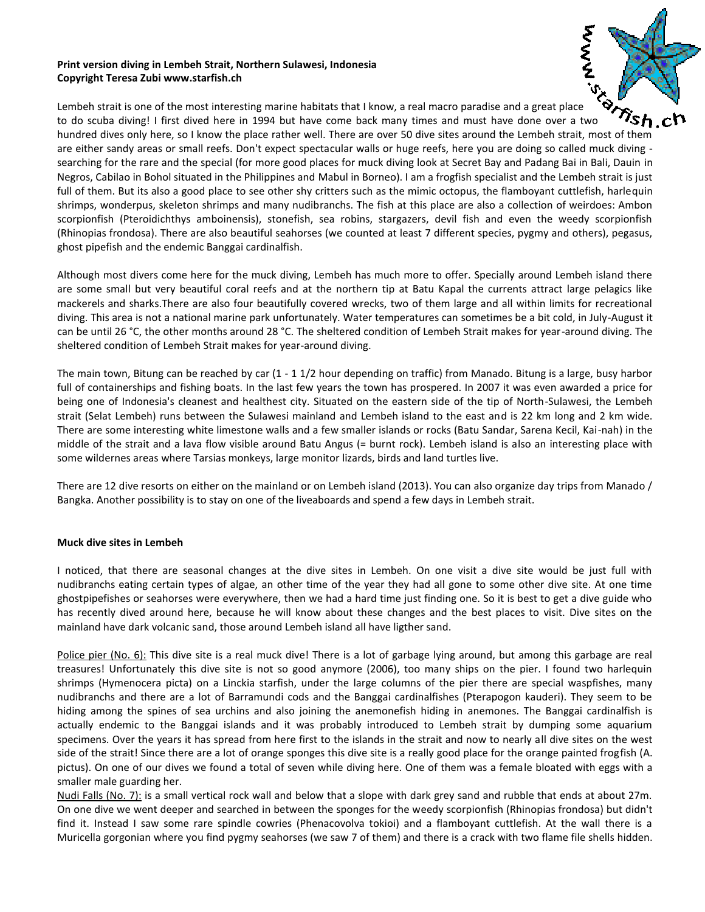**Print version diving in Lembeh Strait, Northern Sulawesi, Indonesia**
**Copyright Teresa Zubi www.starfish.ch**

Lembeh strait is one of the most interesting marine habitats that I know, a real macro paradise and a great place to do scuba diving! I first dived here in 1994 but have come back many times and must have done over a two hundred dives only here, so I know the place rather well. There are over 50 dive sites around the Lembeh strait, most of them are either sandy areas or small reefs. Don't expect spectacular walls or huge reefs, here you are doing so called muck diving - searching for the rare and the special (for more good places for muck diving look at Secret Bay and Padang Bai in Bali, Dauin in Negros, Cabilao in Bohol situated in the Philippines and Mabul in Borneo). I am a frogfish specialist and the Lembeh strait is just full of them. But its also a good place to see other shy critters such as the mimic octopus, the flamboyant cuttlefish, harlequin shrimps, wonderpus, skeleton shrimps and many nudibranchs. The fish at this place are also a collection of weirdoes: Ambon scorpionfish (Pteroidichthys amboinensis), stonefish, sea robins, stargazers, devil fish and even the weedy scorpionfish (Rhinopias frondosa). There are also beautiful seahorses (we counted at least 7 different species, pygmy and others), pegasus, ghost pipefish and the endemic Banggai cardinalfish.

Although most divers come here for the muck diving, Lembeh has much more to offer. Specially around Lembeh island there are some small but very beautiful coral reefs and at the northern tip at Batu Kapal the currents attract large pelagics like mackerels and sharks.There are also four beautifully covered wrecks, two of them large and all within limits for recreational diving. This area is not a national marine park unfortunately. Water temperatures can sometimes be a bit cold, in July-August it can be until 26 °C, the other months around 28 °C. The sheltered condition of Lembeh Strait makes for year-around diving. The sheltered condition of Lembeh Strait makes for year-around diving.

The main town, Bitung can be reached by car (1 - 1 1/2 hour depending on traffic) from Manado. Bitung is a large, busy harbor full of containerships and fishing boats. In the last few years the town has prospered. In 2007 it was even awarded a price for being one of Indonesia's cleanest and healthest city. Situated on the eastern side of the tip of North-Sulawesi, the Lembeh strait (Selat Lembeh) runs between the Sulawesi mainland and Lembeh island to the east and is 22 km long and 2 km wide. There are some interesting white limestone walls and a few smaller islands or rocks (Batu Sandar, Sarena Kecil, Kai-nah) in the middle of the strait and a lava flow visible around Batu Angus (= burnt rock). Lembeh island is also an interesting place with some wildernes areas where Tarsias monkeys, large monitor lizards, birds and land turtles live.

There are 12 dive resorts on either on the mainland or on Lembeh island (2013). You can also organize day trips from Manado / Bangka. Another possibility is to stay on one of the liveaboards and spend a few days in Lembeh strait.

**Muck dive sites in Lembeh**

I noticed, that there are seasonal changes at the dive sites in Lembeh. On one visit a dive site would be just full with nudibranchs eating certain types of algae, an other time of the year they had all gone to some other dive site. At one time ghostpipefishes or seahorses were everywhere, then we had a hard time just finding one. So it is best to get a dive guide who has recently dived around here, because he will know about these changes and the best places to visit. Dive sites on the mainland have dark volcanic sand, those around Lembeh island all have ligther sand.

Police pier (No. 6): This dive site is a real muck dive! There is a lot of garbage lying around, but among this garbage are real treasures! Unfortunately this dive site is not so good anymore (2006), too many ships on the pier. I found two harlequin shrimps (Hymenocera picta) on a Linckia starfish, under the large columns of the pier there are special waspfishes, many nudibranchs and there are a lot of Barramundi cods and the Banggai cardinalfishes (Pterapogon kauderi). They seem to be hiding among the spines of sea urchins and also joining the anemonefish hiding in anemones. The Banggai cardinalfish is actually endemic to the Banggai islands and it was probably introduced to Lembeh strait by dumping some aquarium specimens. Over the years it has spread from here first to the islands in the strait and now to nearly all dive sites on the west side of the strait! Since there are a lot of orange sponges this dive site is a really good place for the orange painted frogfish (A. pictus). On one of our dives we found a total of seven while diving here. One of them was a female bloated with eggs with a smaller male guarding her.

Nudi Falls (No. 7): is a small vertical rock wall and below that a slope with dark grey sand and rubble that ends at about 27m. On one dive we went deeper and searched in between the sponges for the weedy scorpionfish (Rhinopias frondosa) but didn't find it. Instead I saw some rare spindle cowries (Phenacovolva tokioi) and a flamboyant cuttlefish. At the wall there is a Muricella gorgonian where you find pygmy seahorses (we saw 7 of them) and there is a crack with two flame file shells hidden.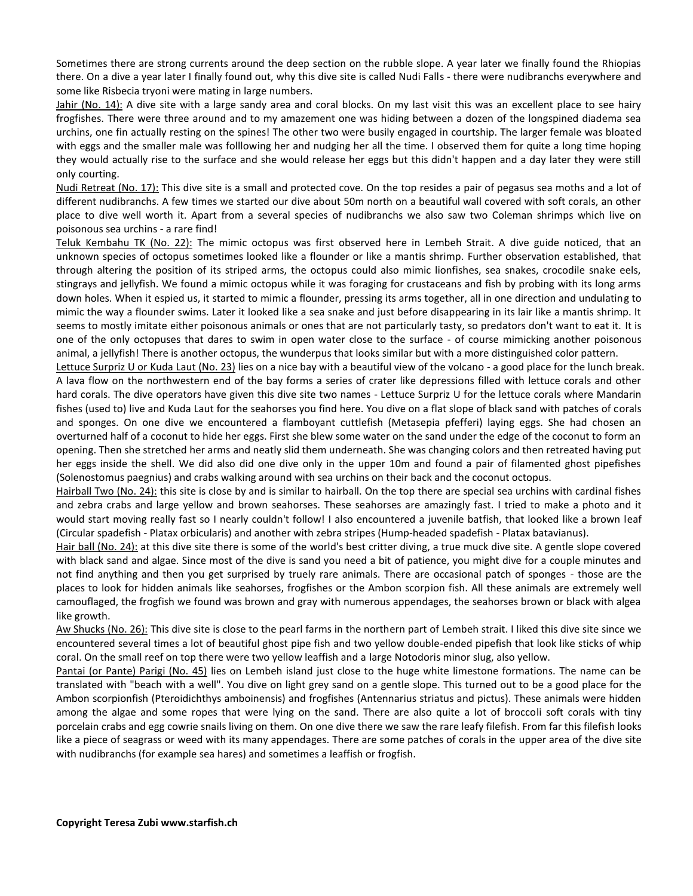Sometimes there are strong currents around the deep section on the rubble slope. A year later we finally found the Rhiopias there. On a dive a year later I finally found out, why this dive site is called Nudi Falls - there were nudibranchs everywhere and some like Risbecia tryoni were mating in large numbers.

<u>Jahir (No. 14):</u> A dive site with a large sandy area and coral blocks. On my last visit this was an excellent place to see hairy frogfishes. There were three around and to my amazement one was hiding between a dozen of the longspined diadema sea urchins, one fin actually resting on the spines! The other two were busily engaged in courtship. The larger female was bloated with eggs and the smaller male was folllowing her and nudging her all the time. I observed them for quite a long time hoping they would actually rise to the surface and she would release her eggs but this didn't happen and a day later they were still only courting.

<u>Nudi Retreat (No. 17):</u> This dive site is a small and protected cove. On the top resides a pair of pegasus sea moths and a lot of different nudibranchs. A few times we started our dive about 50m north on a beautiful wall covered with soft corals, an other place to dive well worth it. Apart from a several species of nudibranchs we also saw two Coleman shrimps which live on poisonous sea urchins - a rare find!

<u>Teluk Kembahu TK (No. 22):</u> The mimic octopus was first observed here in Lembeh Strait. A dive guide noticed, that an unknown species of octopus sometimes looked like a flounder or like a mantis shrimp. Further observation established, that through altering the position of its striped arms, the octopus could also mimic lionfishes, sea snakes, crocodile snake eels, stingrays and jellyfish. We found a mimic octopus while it was foraging for crustaceans and fish by probing with its long arms down holes. When it espied us, it started to mimic a flounder, pressing its arms together, all in one direction and undulating to mimic the way a flounder swims. Later it looked like a sea snake and just before disappearing in its lair like a mantis shrimp. It seems to mostly imitate either poisonous animals or ones that are not particularly tasty, so predators don't want to eat it. It is one of the only octopuses that dares to swim in open water close to the surface - of course mimicking another poisonous animal, a jellyfish! There is another octopus, the wunderpus that looks similar but with a more distinguished color pattern.

<u>Lettuce Surpriz U or Kuda Laut (No. 23)</u> lies on a nice bay with a beautiful view of the volcano - a good place for the lunch break. A lava flow on the northwestern end of the bay forms a series of crater like depressions filled with lettuce corals and other hard corals. The dive operators have given this dive site two names - Lettuce Surpriz U for the lettuce corals where Mandarin fishes (used to) live and Kuda Laut for the seahorses you find here. You dive on a flat slope of black sand with patches of corals and sponges. On one dive we encountered a flamboyant cuttlefish (Metasepia pfefferi) laying eggs. She had chosen an overturned half of a coconut to hide her eggs. First she blew some water on the sand under the edge of the coconut to form an opening. Then she stretched her arms and neatly slid them underneath. She was changing colors and then retreated having put her eggs inside the shell. We did also did one dive only in the upper 10m and found a pair of filamented ghost pipefishes (Solenostomus paegnius) and crabs walking around with sea urchins on their back and the coconut octopus.

<u>Hairball Two (No. 24):</u> this site is close by and is similar to hairball. On the top there are special sea urchins with cardinal fishes and zebra crabs and large yellow and brown seahorses. These seahorses are amazingly fast. I tried to make a photo and it would start moving really fast so I nearly couldn't follow! I also encountered a juvenile batfish, that looked like a brown leaf (Circular spadefish - Platax orbicularis) and another with zebra stripes (Hump-headed spadefish - Platax batavianus).

<u>Hair ball (No. 24):</u> at this dive site there is some of the world's best critter diving, a true muck dive site. A gentle slope covered with black sand and algae. Since most of the dive is sand you need a bit of patience, you might dive for a couple minutes and not find anything and then you get surprised by truely rare animals. There are occasional patch of sponges - those are the places to look for hidden animals like seahorses, frogfishes or the Ambon scorpion fish. All these animals are extremely well camouflaged, the frogfish we found was brown and gray with numerous appendages, the seahorses brown or black with algea like growth.

<u>Aw Shucks (No. 26):</u> This dive site is close to the pearl farms in the northern part of Lembeh strait. I liked this dive site since we encountered several times a lot of beautiful ghost pipe fish and two yellow double-ended pipefish that look like sticks of whip coral. On the small reef on top there were two yellow leaffish and a large Notodoris minor slug, also yellow.

<u>Pantai (or Pante) Parigi (No. 45)</u> lies on Lembeh island just close to the huge white limestone formations. The name can be translated with "beach with a well". You dive on light grey sand on a gentle slope. This turned out to be a good place for the Ambon scorpionfish (Pteroidichthys amboinensis) and frogfishes (Antennarius striatus and pictus). These animals were hidden among the algae and some ropes that were lying on the sand. There are also quite a lot of broccoli soft corals with tiny porcelain crabs and egg cowrie snails living on them. On one dive there we saw the rare leafy filefish. From far this filefish looks like a piece of seagrass or weed with its many appendages. There are some patches of corals in the upper area of the dive site with nudibranchs (for example sea hares) and sometimes a leaffish or frogfish.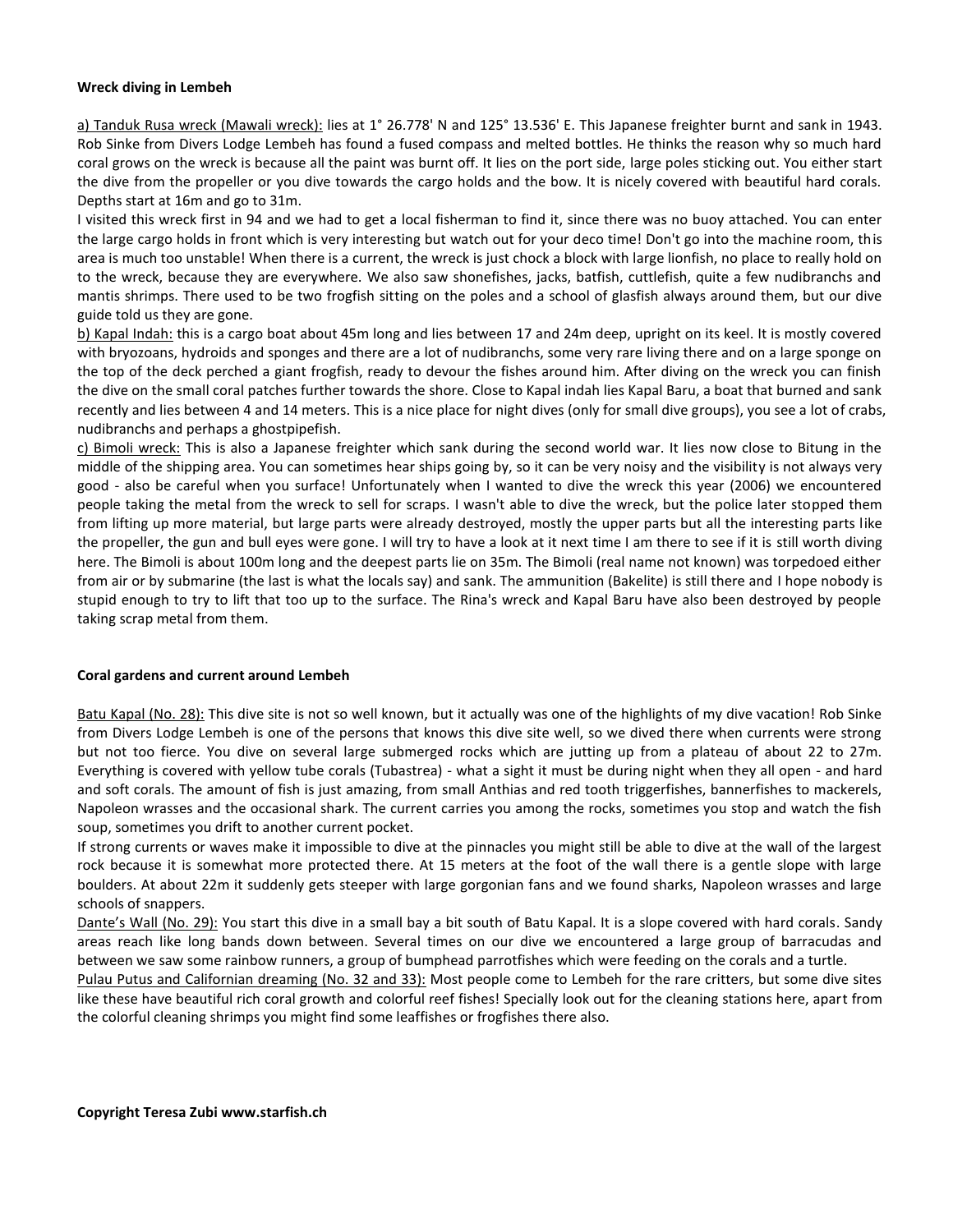**Wreck diving in Lembeh**

<u>a) Tanduk Rusa wreck (Mawali wreck):</u> lies at 1° 26.778' N and 125° 13.536' E. This Japanese freighter burnt and sank in 1943. Rob Sinke from Divers Lodge Lembeh has found a fused compass and melted bottles. He thinks the reason why so much hard coral grows on the wreck is because all the paint was burnt off. It lies on the port side, large poles sticking out. You either start the dive from the propeller or you dive towards the cargo holds and the bow. It is nicely covered with beautiful hard corals. Depths start at 16m and go to 31m.

I visited this wreck first in 94 and we had to get a local fisherman to find it, since there was no buoy attached. You can enter the large cargo holds in front which is very interesting but watch out for your deco time! Don't go into the machine room, this area is much too unstable! When there is a current, the wreck is just chock a block with large lionfish, no place to really hold on to the wreck, because they are everywhere. We also saw shonefishes, jacks, batfish, cuttlefish, quite a few nudibranchs and mantis shrimps. There used to be two frogfish sitting on the poles and a school of glasfish always around them, but our dive guide told us they are gone.

<u>b) Kapal Indah:</u> this is a cargo boat about 45m long and lies between 17 and 24m deep, upright on its keel. It is mostly covered with bryozoans, hydroids and sponges and there are a lot of nudibranchs, some very rare living there and on a large sponge on the top of the deck perched a giant frogfish, ready to devour the fishes around him. After diving on the wreck you can finish the dive on the small coral patches further towards the shore. Close to Kapal indah lies Kapal Baru, a boat that burned and sank recently and lies between 4 and 14 meters. This is a nice place for night dives (only for small dive groups), you see a lot of crabs, nudibranchs and perhaps a ghostpipefish.

<u>c) Bimoli wreck:</u> This is also a Japanese freighter which sank during the second world war. It lies now close to Bitung in the middle of the shipping area. You can sometimes hear ships going by, so it can be very noisy and the visibility is not always very good - also be careful when you surface! Unfortunately when I wanted to dive the wreck this year (2006) we encountered people taking the metal from the wreck to sell for scraps. I wasn't able to dive the wreck, but the police later stopped them from lifting up more material, but large parts were already destroyed, mostly the upper parts but all the interesting parts like the propeller, the gun and bull eyes were gone. I will try to have a look at it next time I am there to see if it is still worth diving here. The Bimoli is about 100m long and the deepest parts lie on 35m. The Bimoli (real name not known) was torpedoed either from air or by submarine (the last is what the locals say) and sank. The ammunition (Bakelite) is still there and I hope nobody is stupid enough to try to lift that too up to the surface. The Rina's wreck and Kapal Baru have also been destroyed by people taking scrap metal from them.

**Coral gardens and current around Lembeh**

<u>Batu Kapal (No. 28):</u> This dive site is not so well known, but it actually was one of the highlights of my dive vacation! Rob Sinke from Divers Lodge Lembeh is one of the persons that knows this dive site well, so we dived there when currents were strong but not too fierce. You dive on several large submerged rocks which are jutting up from a plateau of about 22 to 27m. Everything is covered with yellow tube corals (Tubastrea) - what a sight it must be during night when they all open - and hard and soft corals. The amount of fish is just amazing, from small Anthias and red tooth triggerfishes, bannerfishes to mackerels, Napoleon wrasses and the occasional shark. The current carries you among the rocks, sometimes you stop and watch the fish soup, sometimes you drift to another current pocket.

If strong currents or waves make it impossible to dive at the pinnacles you might still be able to dive at the wall of the largest rock because it is somewhat more protected there. At 15 meters at the foot of the wall there is a gentle slope with large boulders. At about 22m it suddenly gets steeper with large gorgonian fans and we found sharks, Napoleon wrasses and large schools of snappers.

<u>Dante's Wall (No. 29):</u> You start this dive in a small bay a bit south of Batu Kapal. It is a slope covered with hard corals. Sandy areas reach like long bands down between. Several times on our dive we encountered a large group of barracudas and between we saw some rainbow runners, a group of bumphead parrotfishes which were feeding on the corals and a turtle.

<u>Pulau Putus and Californian dreaming (No. 32 and 33):</u> Most people come to Lembeh for the rare critters, but some dive sites like these have beautiful rich coral growth and colorful reef fishes! Specially look out for the cleaning stations here, apart from the colorful cleaning shrimps you might find some leaffishes or frogfishes there also.

**Copyright Teresa Zubi www.starfish.ch**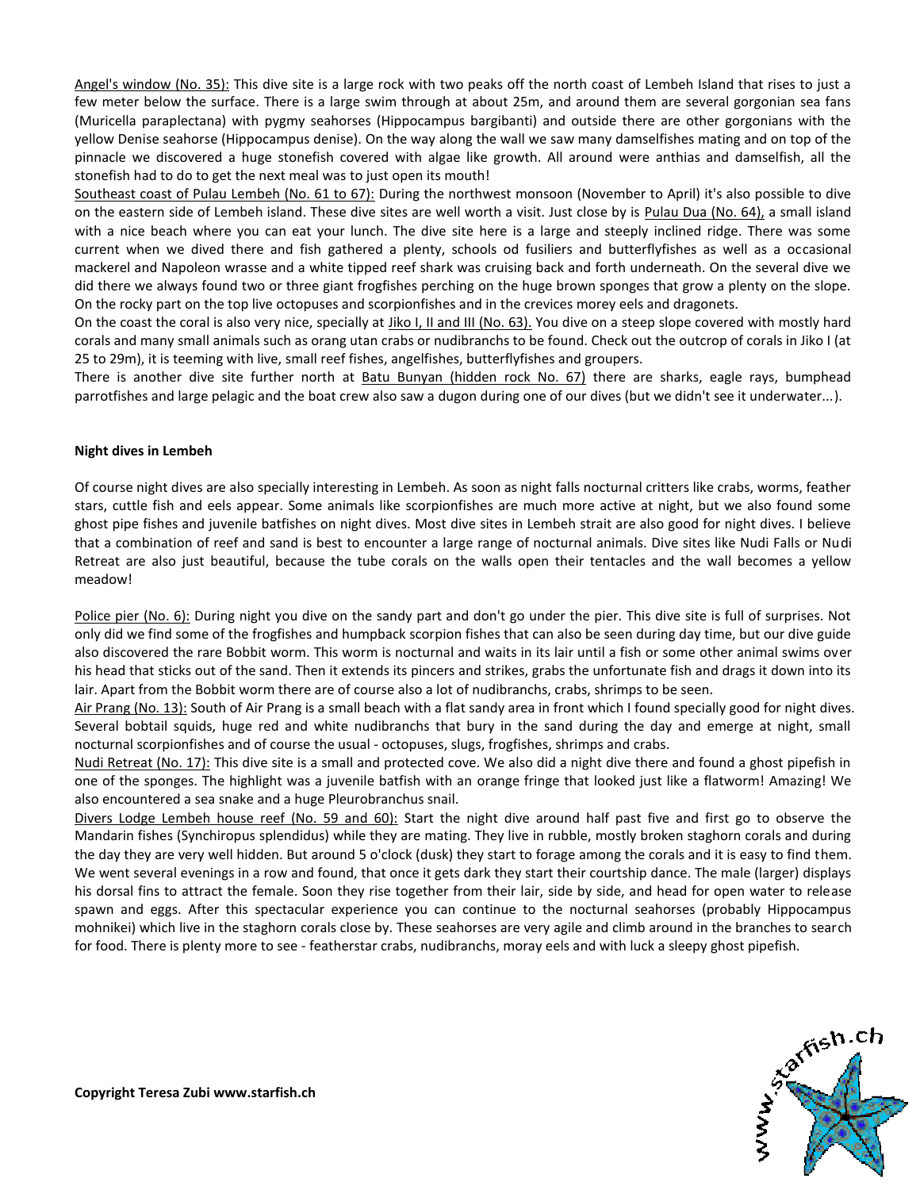Angel's window (No. 35): This dive site is a large rock with two peaks off the north coast of Lembeh Island that rises to just a few meter below the surface. There is a large swim through at about 25m, and around them are several gorgonian sea fans (Muricella paraplectana) with pygmy seahorses (Hippocampus bargibanti) and outside there are other gorgonians with the yellow Denise seahorse (Hippocampus denise). On the way along the wall we saw many damselfishes mating and on top of the pinnacle we discovered a huge stonefish covered with algae like growth. All around were anthias and damselfish, all the stonefish had to do to get the next meal was to just open its mouth!

Southeast coast of Pulau Lembeh (No. 61 to 67): During the northwest monsoon (November to April) it's also possible to dive on the eastern side of Lembeh island. These dive sites are well worth a visit. Just close by is Pulau Dua (No. 64), a small island with a nice beach where you can eat your lunch. The dive site here is a large and steeply inclined ridge. There was some current when we dived there and fish gathered a plenty, schools od fusiliers and butterflyfishes as well as a occasional mackerel and Napoleon wrasse and a white tipped reef shark was cruising back and forth underneath. On the several dive we did there we always found two or three giant frogfishes perching on the huge brown sponges that grow a plenty on the slope. On the rocky part on the top live octopuses and scorpionfishes and in the crevices morey eels and dragonets.

On the coast the coral is also very nice, specially at Jiko I, II and III (No. 63). You dive on a steep slope covered with mostly hard corals and many small animals such as orang utan crabs or nudibranchs to be found. Check out the outcrop of corals in Jiko I (at 25 to 29m), it is teeming with live, small reef fishes, angelfishes, butterflyfishes and groupers.

There is another dive site further north at Batu Bunyan (hidden rock No. 67) there are sharks, eagle rays, bumphead parrotfishes and large pelagic and the boat crew also saw a dugon during one of our dives (but we didn't see it underwater...).

**Night dives in Lembeh**

Of course night dives are also specially interesting in Lembeh. As soon as night falls nocturnal critters like crabs, worms, feather stars, cuttle fish and eels appear. Some animals like scorpionfishes are much more active at night, but we also found some ghost pipe fishes and juvenile batfishes on night dives. Most dive sites in Lembeh strait are also good for night dives. I believe that a combination of reef and sand is best to encounter a large range of nocturnal animals. Dive sites like Nudi Falls or Nudi Retreat are also just beautiful, because the tube corals on the walls open their tentacles and the wall becomes a yellow meadow!

Police pier (No. 6): During night you dive on the sandy part and don't go under the pier. This dive site is full of surprises. Not only did we find some of the frogfishes and humpback scorpion fishes that can also be seen during day time, but our dive guide also discovered the rare Bobbit worm. This worm is nocturnal and waits in its lair until a fish or some other animal swims over his head that sticks out of the sand. Then it extends its pincers and strikes, grabs the unfortunate fish and drags it down into its lair. Apart from the Bobbit worm there are of course also a lot of nudibranchs, crabs, shrimps to be seen.

Air Prang (No. 13): South of Air Prang is a small beach with a flat sandy area in front which I found specially good for night dives. Several bobtail squids, huge red and white nudibranchs that bury in the sand during the day and emerge at night, small nocturnal scorpionfishes and of course the usual - octopuses, slugs, frogfishes, shrimps and crabs.

Nudi Retreat (No. 17): This dive site is a small and protected cove. We also did a night dive there and found a ghost pipefish in one of the sponges. The highlight was a juvenile batfish with an orange fringe that looked just like a flatworm! Amazing! We also encountered a sea snake and a huge Pleurobranchus snail.

Divers Lodge Lembeh house reef (No. 59 and 60): Start the night dive around half past five and first go to observe the Mandarin fishes (Synchiropus splendidus) while they are mating. They live in rubble, mostly broken staghorn corals and during the day they are very well hidden. But around 5 o'clock (dusk) they start to forage among the corals and it is easy to find them. We went several evenings in a row and found, that once it gets dark they start their courtship dance. The male (larger) displays his dorsal fins to attract the female. Soon they rise together from their lair, side by side, and head for open water to release spawn and eggs. After this spectacular experience you can continue to the nocturnal seahorses (probably Hippocampus mohnikei) which live in the staghorn corals close by. These seahorses are very agile and climb around in the branches to search for food. There is plenty more to see - featherstar crabs, nudibranchs, moray eels and with luck a sleepy ghost pipefish.

**Copyright Teresa Zubi www.starfish.ch**